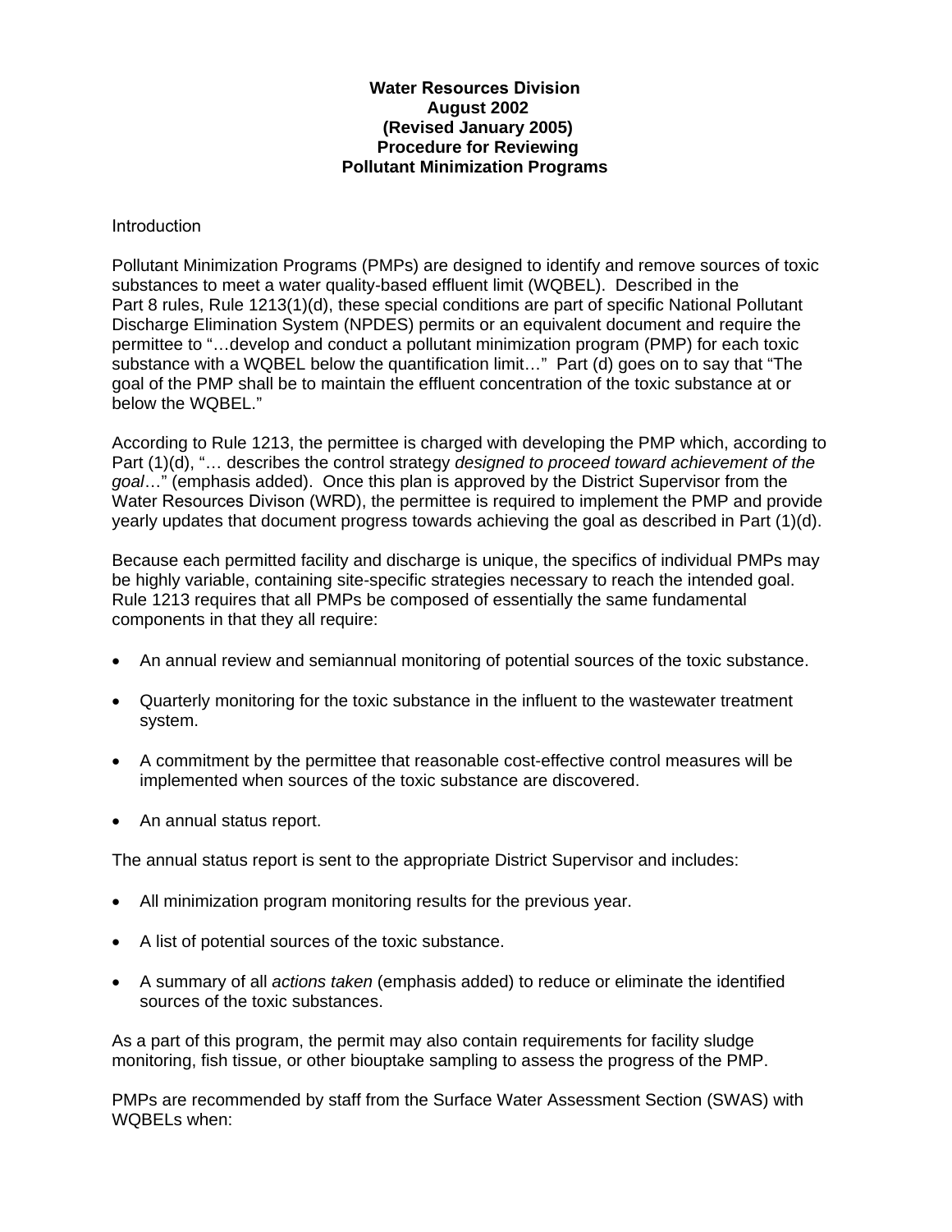**Water Resources Division**
**August 2002**
**(Revised January 2005)**
**Procedure for Reviewing**
**Pollutant Minimization Programs**

Introduction

Pollutant Minimization Programs (PMPs) are designed to identify and remove sources of toxic substances to meet a water quality-based effluent limit (WQBEL). Described in the Part 8 rules, Rule 1213(1)(d), these special conditions are part of specific National Pollutant Discharge Elimination System (NPDES) permits or an equivalent document and require the permittee to "…develop and conduct a pollutant minimization program (PMP) for each toxic substance with a WQBEL below the quantification limit…" Part (d) goes on to say that "The goal of the PMP shall be to maintain the effluent concentration of the toxic substance at or below the WQBEL."

According to Rule 1213, the permittee is charged with developing the PMP which, according to Part (1)(d), "… describes the control strategy *designed to proceed toward achievement of the goal*…" (emphasis added). Once this plan is approved by the District Supervisor from the Water Resources Divison (WRD), the permittee is required to implement the PMP and provide yearly updates that document progress towards achieving the goal as described in Part (1)(d).

Because each permitted facility and discharge is unique, the specifics of individual PMPs may be highly variable, containing site-specific strategies necessary to reach the intended goal. Rule 1213 requires that all PMPs be composed of essentially the same fundamental components in that they all require:

- An annual review and semiannual monitoring of potential sources of the toxic substance.
- Quarterly monitoring for the toxic substance in the influent to the wastewater treatment system.
- A commitment by the permittee that reasonable cost-effective control measures will be implemented when sources of the toxic substance are discovered.
- An annual status report.

The annual status report is sent to the appropriate District Supervisor and includes:

- All minimization program monitoring results for the previous year.
- A list of potential sources of the toxic substance.
- A summary of all *actions taken* (emphasis added) to reduce or eliminate the identified sources of the toxic substances.

As a part of this program, the permit may also contain requirements for facility sludge monitoring, fish tissue, or other biouptake sampling to assess the progress of the PMP.

PMPs are recommended by staff from the Surface Water Assessment Section (SWAS) with WQBELs when: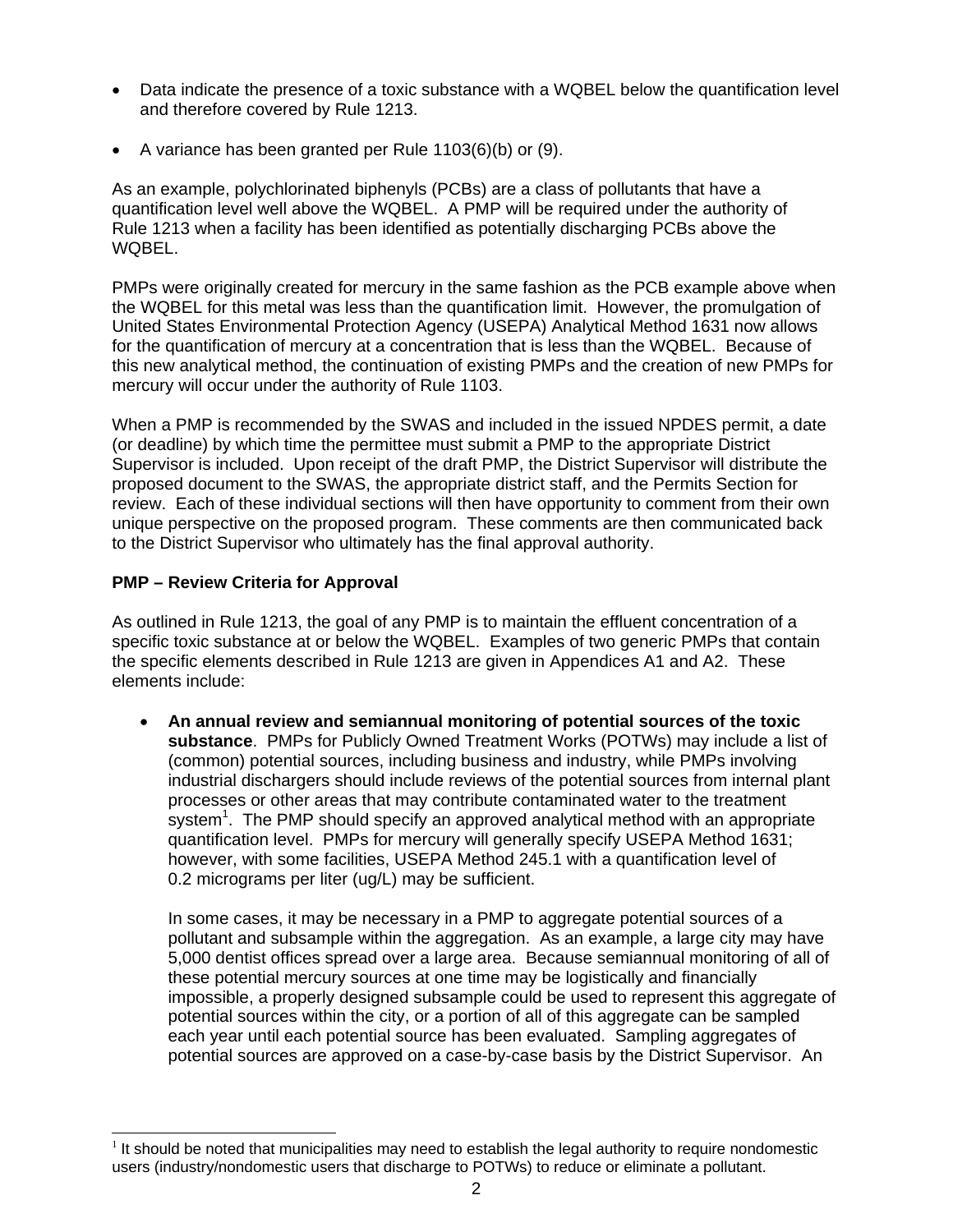- Data indicate the presence of a toxic substance with a WQBEL below the quantification level and therefore covered by Rule 1213.

- A variance has been granted per Rule 1103(6)(b) or (9).

As an example, polychlorinated biphenyls (PCBs) are a class of pollutants that have a quantification level well above the WQBEL. A PMP will be required under the authority of Rule 1213 when a facility has been identified as potentially discharging PCBs above the WQBEL.

PMPs were originally created for mercury in the same fashion as the PCB example above when the WQBEL for this metal was less than the quantification limit. However, the promulgation of United States Environmental Protection Agency (USEPA) Analytical Method 1631 now allows for the quantification of mercury at a concentration that is less than the WQBEL. Because of this new analytical method, the continuation of existing PMPs and the creation of new PMPs for mercury will occur under the authority of Rule 1103.

When a PMP is recommended by the SWAS and included in the issued NPDES permit, a date (or deadline) by which time the permittee must submit a PMP to the appropriate District Supervisor is included. Upon receipt of the draft PMP, the District Supervisor will distribute the proposed document to the SWAS, the appropriate district staff, and the Permits Section for review. Each of these individual sections will then have opportunity to comment from their own unique perspective on the proposed program. These comments are then communicated back to the District Supervisor who ultimately has the final approval authority.

**PMP – Review Criteria for Approval**

As outlined in Rule 1213, the goal of any PMP is to maintain the effluent concentration of a specific toxic substance at or below the WQBEL. Examples of two generic PMPs that contain the specific elements described in Rule 1213 are given in Appendices A1 and A2. These elements include:

- **An annual review and semiannual monitoring of potential sources of the toxic substance**. PMPs for Publicly Owned Treatment Works (POTWs) may include a list of (common) potential sources, including business and industry, while PMPs involving industrial dischargers should include reviews of the potential sources from internal plant processes or other areas that may contribute contaminated water to the treatment system[1]. The PMP should specify an approved analytical method with an appropriate quantification level. PMPs for mercury will generally specify USEPA Method 1631; however, with some facilities, USEPA Method 245.1 with a quantification level of 0.2 micrograms per liter (ug/L) may be sufficient.

  In some cases, it may be necessary in a PMP to aggregate potential sources of a pollutant and subsample within the aggregation. As an example, a large city may have 5,000 dentist offices spread over a large area. Because semiannual monitoring of all of these potential mercury sources at one time may be logistically and financially impossible, a properly designed subsample could be used to represent this aggregate of potential sources within the city, or a portion of all of this aggregate can be sampled each year until each potential source has been evaluated. Sampling aggregates of potential sources are approved on a case-by-case basis by the District Supervisor. An

[1] It should be noted that municipalities may need to establish the legal authority to require nondomestic users (industry/nondomestic users that discharge to POTWs) to reduce or eliminate a pollutant.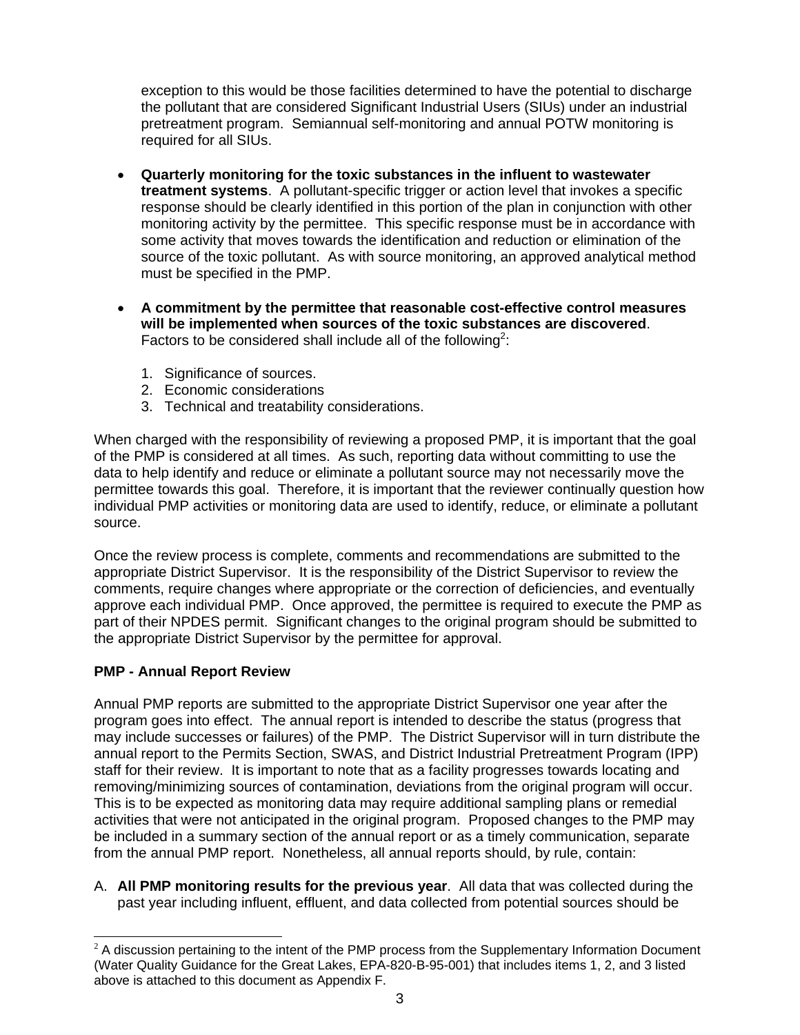exception to this would be those facilities determined to have the potential to discharge the pollutant that are considered Significant Industrial Users (SIUs) under an industrial pretreatment program. Semiannual self-monitoring and annual POTW monitoring is required for all SIUs.

- **Quarterly monitoring for the toxic substances in the influent to wastewater treatment systems**. A pollutant-specific trigger or action level that invokes a specific response should be clearly identified in this portion of the plan in conjunction with other monitoring activity by the permittee. This specific response must be in accordance with some activity that moves towards the identification and reduction or elimination of the source of the toxic pollutant. As with source monitoring, an approved analytical method must be specified in the PMP.

- **A commitment by the permittee that reasonable cost-effective control measures will be implemented when sources of the toxic substances are discovered**. Factors to be considered shall include all of the following[2]:

  1. Significance of sources.
  2. Economic considerations
  3. Technical and treatability considerations.

When charged with the responsibility of reviewing a proposed PMP, it is important that the goal of the PMP is considered at all times. As such, reporting data without committing to use the data to help identify and reduce or eliminate a pollutant source may not necessarily move the permittee towards this goal. Therefore, it is important that the reviewer continually question how individual PMP activities or monitoring data are used to identify, reduce, or eliminate a pollutant source.

Once the review process is complete, comments and recommendations are submitted to the appropriate District Supervisor. It is the responsibility of the District Supervisor to review the comments, require changes where appropriate or the correction of deficiencies, and eventually approve each individual PMP. Once approved, the permittee is required to execute the PMP as part of their NPDES permit. Significant changes to the original program should be submitted to the appropriate District Supervisor by the permittee for approval.

**PMP - Annual Report Review**

Annual PMP reports are submitted to the appropriate District Supervisor one year after the program goes into effect. The annual report is intended to describe the status (progress that may include successes or failures) of the PMP. The District Supervisor will in turn distribute the annual report to the Permits Section, SWAS, and District Industrial Pretreatment Program (IPP) staff for their review. It is important to note that as a facility progresses towards locating and removing/minimizing sources of contamination, deviations from the original program will occur. This is to be expected as monitoring data may require additional sampling plans or remedial activities that were not anticipated in the original program. Proposed changes to the PMP may be included in a summary section of the annual report or as a timely communication, separate from the annual PMP report. Nonetheless, all annual reports should, by rule, contain:

A. **All PMP monitoring results for the previous year**. All data that was collected during the past year including influent, effluent, and data collected from potential sources should be

---

[2] A discussion pertaining to the intent of the PMP process from the Supplementary Information Document (Water Quality Guidance for the Great Lakes, EPA-820-B-95-001) that includes items 1, 2, and 3 listed above is attached to this document as Appendix F.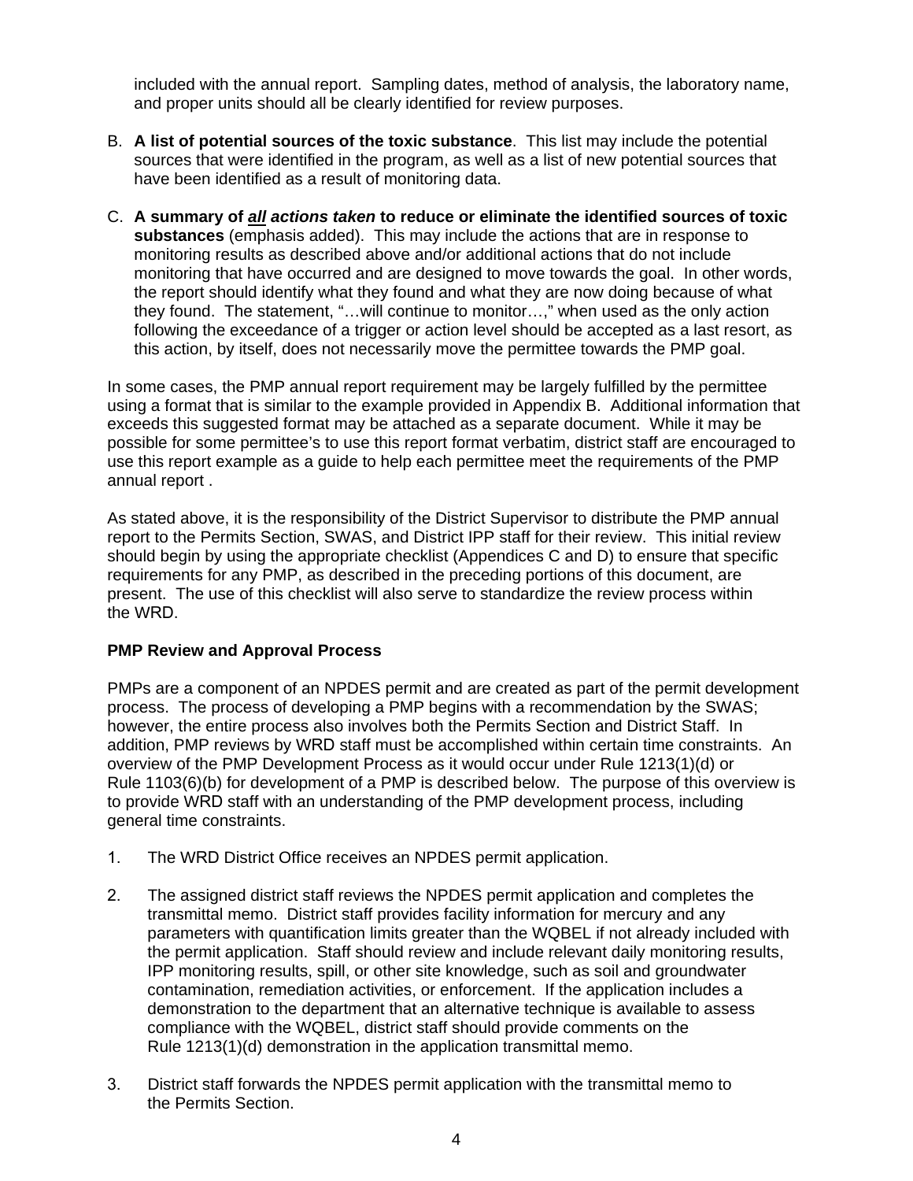included with the annual report. Sampling dates, method of analysis, the laboratory name, and proper units should all be clearly identified for review purposes.

B. **A list of potential sources of the toxic substance**. This list may include the potential sources that were identified in the program, as well as a list of new potential sources that have been identified as a result of monitoring data.

C. **A summary of *<u>all</u> actions taken* to reduce or eliminate the identified sources of toxic substances** (emphasis added). This may include the actions that are in response to monitoring results as described above and/or additional actions that do not include monitoring that have occurred and are designed to move towards the goal. In other words, the report should identify what they found and what they are now doing because of what they found. The statement, "…will continue to monitor…," when used as the only action following the exceedance of a trigger or action level should be accepted as a last resort, as this action, by itself, does not necessarily move the permittee towards the PMP goal.

In some cases, the PMP annual report requirement may be largely fulfilled by the permittee using a format that is similar to the example provided in Appendix B. Additional information that exceeds this suggested format may be attached as a separate document. While it may be possible for some permittee's to use this report format verbatim, district staff are encouraged to use this report example as a guide to help each permittee meet the requirements of the PMP annual report .

As stated above, it is the responsibility of the District Supervisor to distribute the PMP annual report to the Permits Section, SWAS, and District IPP staff for their review. This initial review should begin by using the appropriate checklist (Appendices C and D) to ensure that specific requirements for any PMP, as described in the preceding portions of this document, are present. The use of this checklist will also serve to standardize the review process within the WRD.

**PMP Review and Approval Process**

PMPs are a component of an NPDES permit and are created as part of the permit development process. The process of developing a PMP begins with a recommendation by the SWAS; however, the entire process also involves both the Permits Section and District Staff. In addition, PMP reviews by WRD staff must be accomplished within certain time constraints. An overview of the PMP Development Process as it would occur under Rule 1213(1)(d) or Rule 1103(6)(b) for development of a PMP is described below. The purpose of this overview is to provide WRD staff with an understanding of the PMP development process, including general time constraints.

1. The WRD District Office receives an NPDES permit application.

2. The assigned district staff reviews the NPDES permit application and completes the transmittal memo. District staff provides facility information for mercury and any parameters with quantification limits greater than the WQBEL if not already included with the permit application. Staff should review and include relevant daily monitoring results, IPP monitoring results, spill, or other site knowledge, such as soil and groundwater contamination, remediation activities, or enforcement. If the application includes a demonstration to the department that an alternative technique is available to assess compliance with the WQBEL, district staff should provide comments on the Rule 1213(1)(d) demonstration in the application transmittal memo.

3. District staff forwards the NPDES permit application with the transmittal memo to the Permits Section.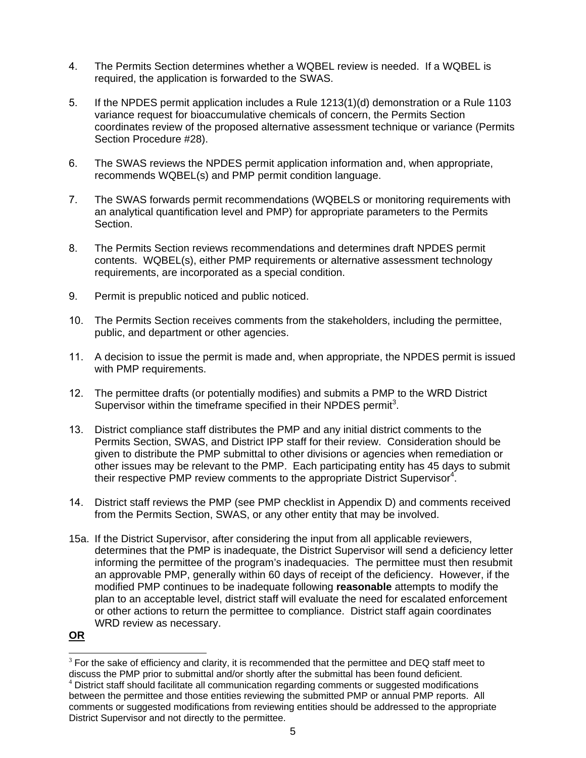4. The Permits Section determines whether a WQBEL review is needed. If a WQBEL is required, the application is forwarded to the SWAS.

5. If the NPDES permit application includes a Rule 1213(1)(d) demonstration or a Rule 1103 variance request for bioaccumulative chemicals of concern, the Permits Section coordinates review of the proposed alternative assessment technique or variance (Permits Section Procedure #28).

6. The SWAS reviews the NPDES permit application information and, when appropriate, recommends WQBEL(s) and PMP permit condition language.

7. The SWAS forwards permit recommendations (WQBELS or monitoring requirements with an analytical quantification level and PMP) for appropriate parameters to the Permits Section.

8. The Permits Section reviews recommendations and determines draft NPDES permit contents. WQBEL(s), either PMP requirements or alternative assessment technology requirements, are incorporated as a special condition.

9. Permit is prepublic noticed and public noticed.

10. The Permits Section receives comments from the stakeholders, including the permittee, public, and department or other agencies.

11. A decision to issue the permit is made and, when appropriate, the NPDES permit is issued with PMP requirements.

12. The permittee drafts (or potentially modifies) and submits a PMP to the WRD District Supervisor within the timeframe specified in their NPDES permit[3].

13. District compliance staff distributes the PMP and any initial district comments to the Permits Section, SWAS, and District IPP staff for their review. Consideration should be given to distribute the PMP submittal to other divisions or agencies when remediation or other issues may be relevant to the PMP. Each participating entity has 45 days to submit their respective PMP review comments to the appropriate District Supervisor[4].

14. District staff reviews the PMP (see PMP checklist in Appendix D) and comments received from the Permits Section, SWAS, or any other entity that may be involved.

15a. If the District Supervisor, after considering the input from all applicable reviewers, determines that the PMP is inadequate, the District Supervisor will send a deficiency letter informing the permittee of the program's inadequacies. The permittee must then resubmit an approvable PMP, generally within 60 days of receipt of the deficiency. However, if the modified PMP continues to be inadequate following **reasonable** attempts to modify the plan to an acceptable level, district staff will evaluate the need for escalated enforcement or other actions to return the permittee to compliance. District staff again coordinates WRD review as necessary.

<u>**OR**</u>

---

[3] For the sake of efficiency and clarity, it is recommended that the permittee and DEQ staff meet to discuss the PMP prior to submittal and/or shortly after the submittal has been found deficient.

[4] District staff should facilitate all communication regarding comments or suggested modifications between the permittee and those entities reviewing the submitted PMP or annual PMP reports. All comments or suggested modifications from reviewing entities should be addressed to the appropriate District Supervisor and not directly to the permittee.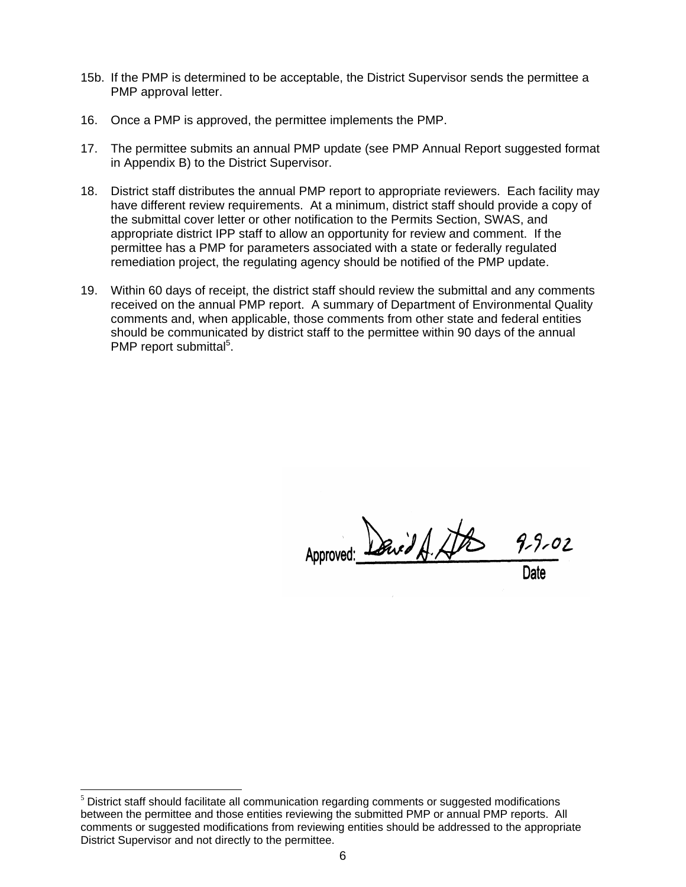15b. If the PMP is determined to be acceptable, the District Supervisor sends the permittee a PMP approval letter.

16. Once a PMP is approved, the permittee implements the PMP.

17. The permittee submits an annual PMP update (see PMP Annual Report suggested format in Appendix B) to the District Supervisor.

18. District staff distributes the annual PMP report to appropriate reviewers. Each facility may have different review requirements. At a minimum, district staff should provide a copy of the submittal cover letter or other notification to the Permits Section, SWAS, and appropriate district IPP staff to allow an opportunity for review and comment. If the permittee has a PMP for parameters associated with a state or federally regulated remediation project, the regulating agency should be notified of the PMP update.

19. Within 60 days of receipt, the district staff should review the submittal and any comments received on the annual PMP report. A summary of Department of Environmental Quality comments and, when applicable, those comments from other state and federal entities should be communicated by district staff to the permittee within 90 days of the annual PMP report submittal[5].

Approved: David A. [signature] 9-9-02

Date

[5] District staff should facilitate all communication regarding comments or suggested modifications between the permittee and those entities reviewing the submitted PMP or annual PMP reports. All comments or suggested modifications from reviewing entities should be addressed to the appropriate District Supervisor and not directly to the permittee.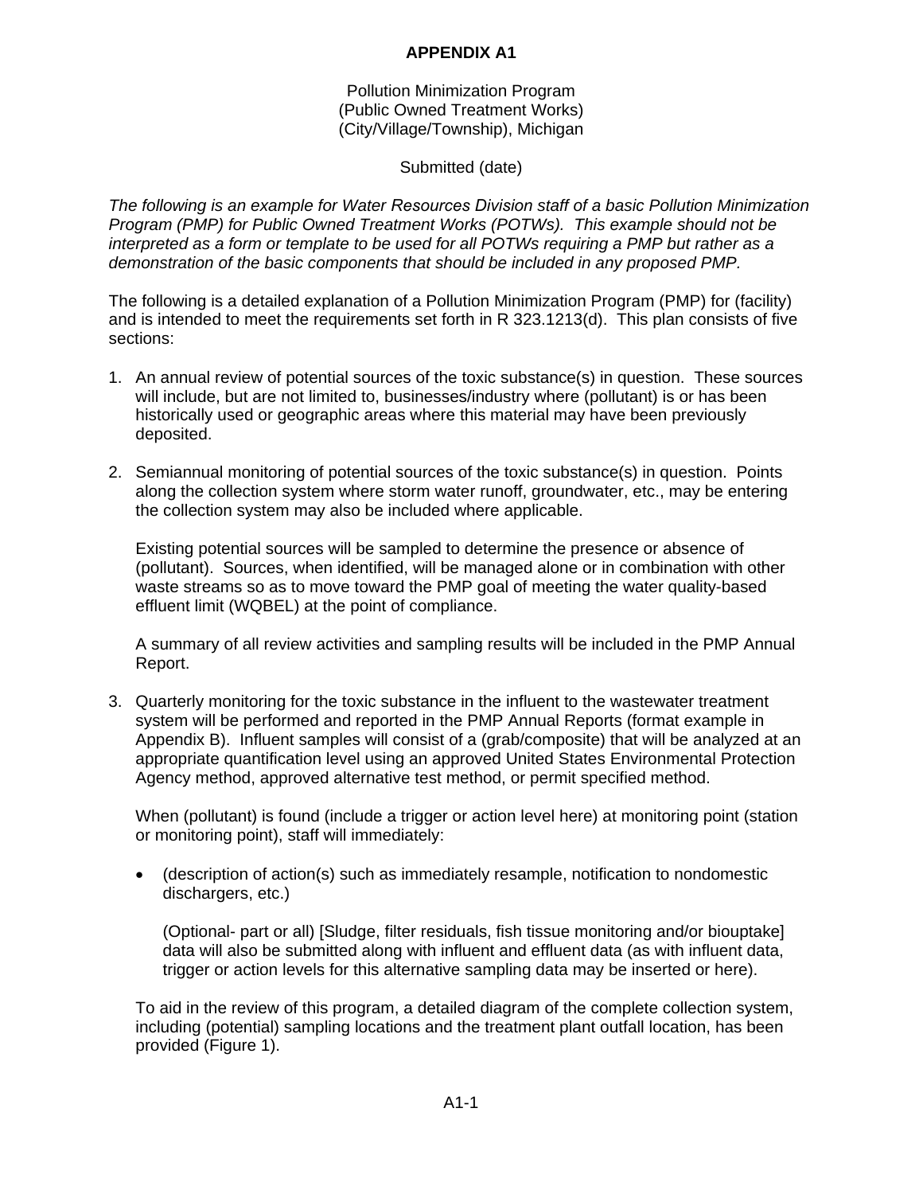# APPENDIX A1

Pollution Minimization Program
(Public Owned Treatment Works)
(City/Village/Township), Michigan

Submitted (date)

*The following is an example for Water Resources Division staff of a basic Pollution Minimization Program (PMP) for Public Owned Treatment Works (POTWs). This example should not be interpreted as a form or template to be used for all POTWs requiring a PMP but rather as a demonstration of the basic components that should be included in any proposed PMP.*

The following is a detailed explanation of a Pollution Minimization Program (PMP) for (facility) and is intended to meet the requirements set forth in R 323.1213(d). This plan consists of five sections:

1. An annual review of potential sources of the toxic substance(s) in question. These sources will include, but are not limited to, businesses/industry where (pollutant) is or has been historically used or geographic areas where this material may have been previously deposited.

2. Semiannual monitoring of potential sources of the toxic substance(s) in question. Points along the collection system where storm water runoff, groundwater, etc., may be entering the collection system may also be included where applicable.

   Existing potential sources will be sampled to determine the presence or absence of (pollutant). Sources, when identified, will be managed alone or in combination with other waste streams so as to move toward the PMP goal of meeting the water quality-based effluent limit (WQBEL) at the point of compliance.

   A summary of all review activities and sampling results will be included in the PMP Annual Report.

3. Quarterly monitoring for the toxic substance in the influent to the wastewater treatment system will be performed and reported in the PMP Annual Reports (format example in Appendix B). Influent samples will consist of a (grab/composite) that will be analyzed at an appropriate quantification level using an approved United States Environmental Protection Agency method, approved alternative test method, or permit specified method.

   When (pollutant) is found (include a trigger or action level here) at monitoring point (station or monitoring point), staff will immediately:

   - (description of action(s) such as immediately resample, notification to nondomestic dischargers, etc.)

     (Optional- part or all) [Sludge, filter residuals, fish tissue monitoring and/or biouptake] data will also be submitted along with influent and effluent data (as with influent data, trigger or action levels for this alternative sampling data may be inserted or here).

   To aid in the review of this program, a detailed diagram of the complete collection system, including (potential) sampling locations and the treatment plant outfall location, has been provided (Figure 1).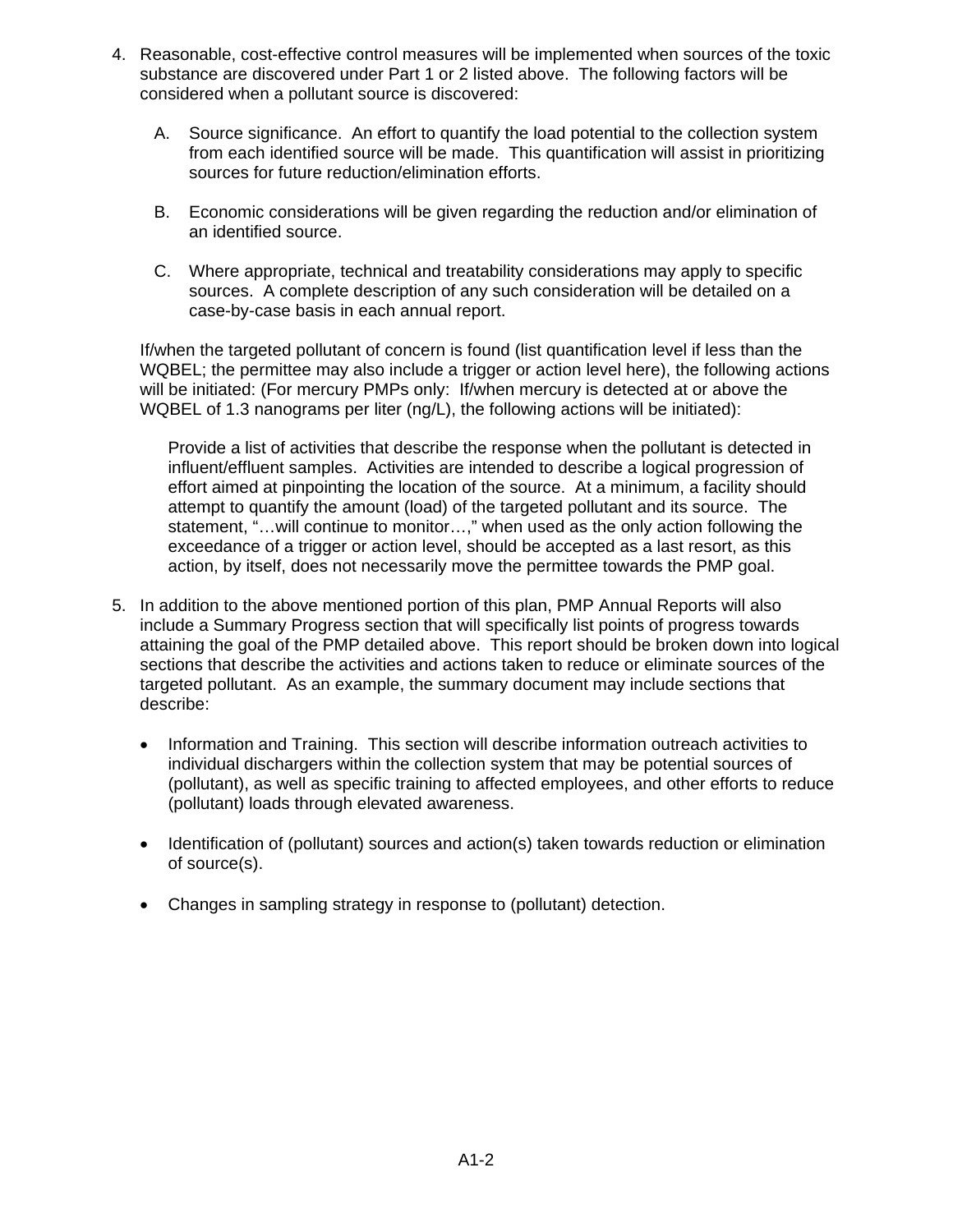4. Reasonable, cost-effective control measures will be implemented when sources of the toxic substance are discovered under Part 1 or 2 listed above. The following factors will be considered when a pollutant source is discovered:

   A. Source significance. An effort to quantify the load potential to the collection system from each identified source will be made. This quantification will assist in prioritizing sources for future reduction/elimination efforts.

   B. Economic considerations will be given regarding the reduction and/or elimination of an identified source.

   C. Where appropriate, technical and treatability considerations may apply to specific sources. A complete description of any such consideration will be detailed on a case-by-case basis in each annual report.

   If/when the targeted pollutant of concern is found (list quantification level if less than the WQBEL; the permittee may also include a trigger or action level here), the following actions will be initiated: (For mercury PMPs only: If/when mercury is detected at or above the WQBEL of 1.3 nanograms per liter (ng/L), the following actions will be initiated):

   > Provide a list of activities that describe the response when the pollutant is detected in influent/effluent samples. Activities are intended to describe a logical progression of effort aimed at pinpointing the location of the source. At a minimum, a facility should attempt to quantify the amount (load) of the targeted pollutant and its source. The statement, "…will continue to monitor…," when used as the only action following the exceedance of a trigger or action level, should be accepted as a last resort, as this action, by itself, does not necessarily move the permittee towards the PMP goal.

5. In addition to the above mentioned portion of this plan, PMP Annual Reports will also include a Summary Progress section that will specifically list points of progress towards attaining the goal of the PMP detailed above. This report should be broken down into logical sections that describe the activities and actions taken to reduce or eliminate sources of the targeted pollutant. As an example, the summary document may include sections that describe:

   - Information and Training. This section will describe information outreach activities to individual dischargers within the collection system that may be potential sources of (pollutant), as well as specific training to affected employees, and other efforts to reduce (pollutant) loads through elevated awareness.

   - Identification of (pollutant) sources and action(s) taken towards reduction or elimination of source(s).

   - Changes in sampling strategy in response to (pollutant) detection.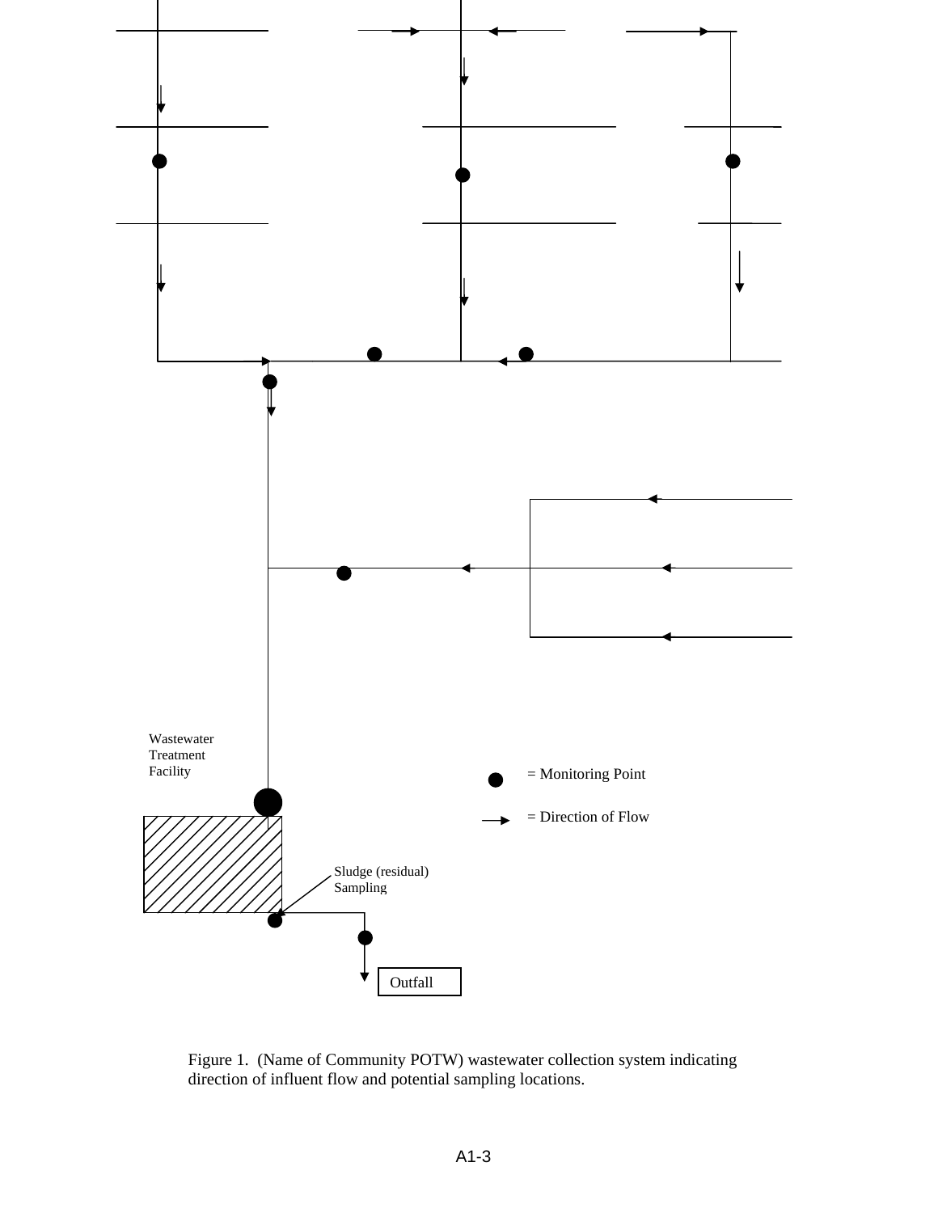Wastewater Treatment Facility

= Monitoring Point

= Direction of Flow

Sludge (residual) Sampling

Outfall

Figure 1. (Name of Community POTW) wastewater collection system indicating direction of influent flow and potential sampling locations.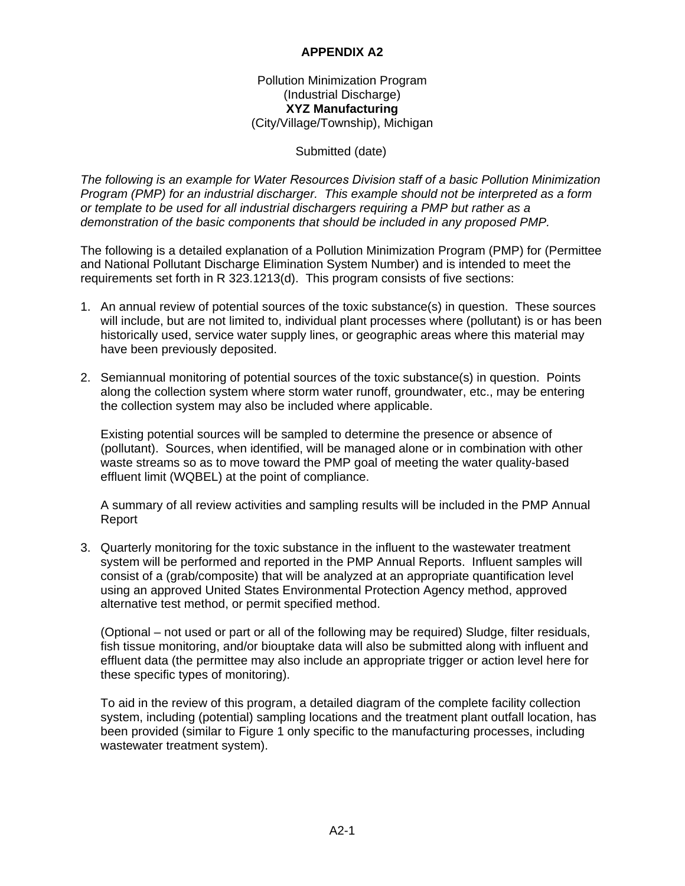**APPENDIX A2**

Pollution Minimization Program
(Industrial Discharge)
**XYZ Manufacturing**
(City/Village/Township), Michigan

Submitted (date)

*The following is an example for Water Resources Division staff of a basic Pollution Minimization Program (PMP) for an industrial discharger. This example should not be interpreted as a form or template to be used for all industrial dischargers requiring a PMP but rather as a demonstration of the basic components that should be included in any proposed PMP.*

The following is a detailed explanation of a Pollution Minimization Program (PMP) for (Permittee and National Pollutant Discharge Elimination System Number) and is intended to meet the requirements set forth in R 323.1213(d). This program consists of five sections:

1. An annual review of potential sources of the toxic substance(s) in question. These sources will include, but are not limited to, individual plant processes where (pollutant) is or has been historically used, service water supply lines, or geographic areas where this material may have been previously deposited.

2. Semiannual monitoring of potential sources of the toxic substance(s) in question. Points along the collection system where storm water runoff, groundwater, etc., may be entering the collection system may also be included where applicable.

   Existing potential sources will be sampled to determine the presence or absence of (pollutant). Sources, when identified, will be managed alone or in combination with other waste streams so as to move toward the PMP goal of meeting the water quality-based effluent limit (WQBEL) at the point of compliance.

   A summary of all review activities and sampling results will be included in the PMP Annual Report

3. Quarterly monitoring for the toxic substance in the influent to the wastewater treatment system will be performed and reported in the PMP Annual Reports. Influent samples will consist of a (grab/composite) that will be analyzed at an appropriate quantification level using an approved United States Environmental Protection Agency method, approved alternative test method, or permit specified method.

   (Optional – not used or part or all of the following may be required) Sludge, filter residuals, fish tissue monitoring, and/or biouptake data will also be submitted along with influent and effluent data (the permittee may also include an appropriate trigger or action level here for these specific types of monitoring).

   To aid in the review of this program, a detailed diagram of the complete facility collection system, including (potential) sampling locations and the treatment plant outfall location, has been provided (similar to Figure 1 only specific to the manufacturing processes, including wastewater treatment system).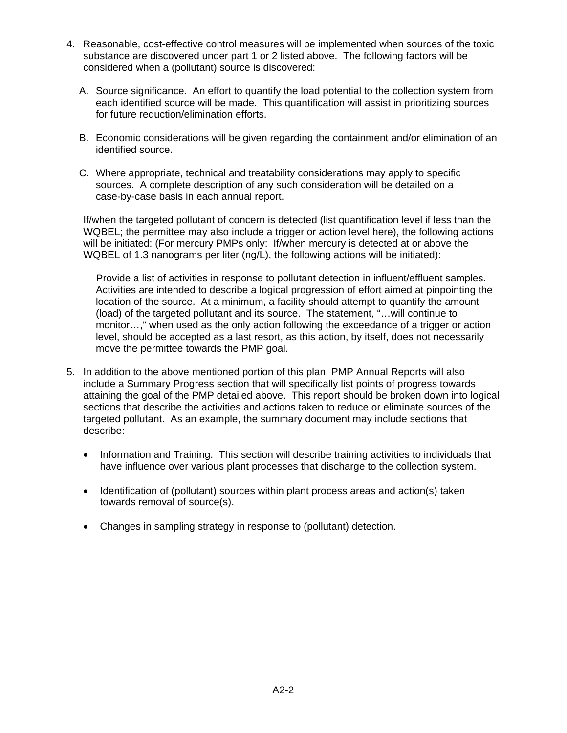4. Reasonable, cost-effective control measures will be implemented when sources of the toxic substance are discovered under part 1 or 2 listed above. The following factors will be considered when a (pollutant) source is discovered:

   A. Source significance. An effort to quantify the load potential to the collection system from each identified source will be made. This quantification will assist in prioritizing sources for future reduction/elimination efforts.

   B. Economic considerations will be given regarding the containment and/or elimination of an identified source.

   C. Where appropriate, technical and treatability considerations may apply to specific sources. A complete description of any such consideration will be detailed on a case-by-case basis in each annual report.

   If/when the targeted pollutant of concern is detected (list quantification level if less than the WQBEL; the permittee may also include a trigger or action level here), the following actions will be initiated: (For mercury PMPs only: If/when mercury is detected at or above the WQBEL of 1.3 nanograms per liter (ng/L), the following actions will be initiated):

      Provide a list of activities in response to pollutant detection in influent/effluent samples. Activities are intended to describe a logical progression of effort aimed at pinpointing the location of the source. At a minimum, a facility should attempt to quantify the amount (load) of the targeted pollutant and its source. The statement, "…will continue to monitor…," when used as the only action following the exceedance of a trigger or action level, should be accepted as a last resort, as this action, by itself, does not necessarily move the permittee towards the PMP goal.

5. In addition to the above mentioned portion of this plan, PMP Annual Reports will also include a Summary Progress section that will specifically list points of progress towards attaining the goal of the PMP detailed above. This report should be broken down into logical sections that describe the activities and actions taken to reduce or eliminate sources of the targeted pollutant. As an example, the summary document may include sections that describe:

   - Information and Training. This section will describe training activities to individuals that have influence over various plant processes that discharge to the collection system.

   - Identification of (pollutant) sources within plant process areas and action(s) taken towards removal of source(s).

   - Changes in sampling strategy in response to (pollutant) detection.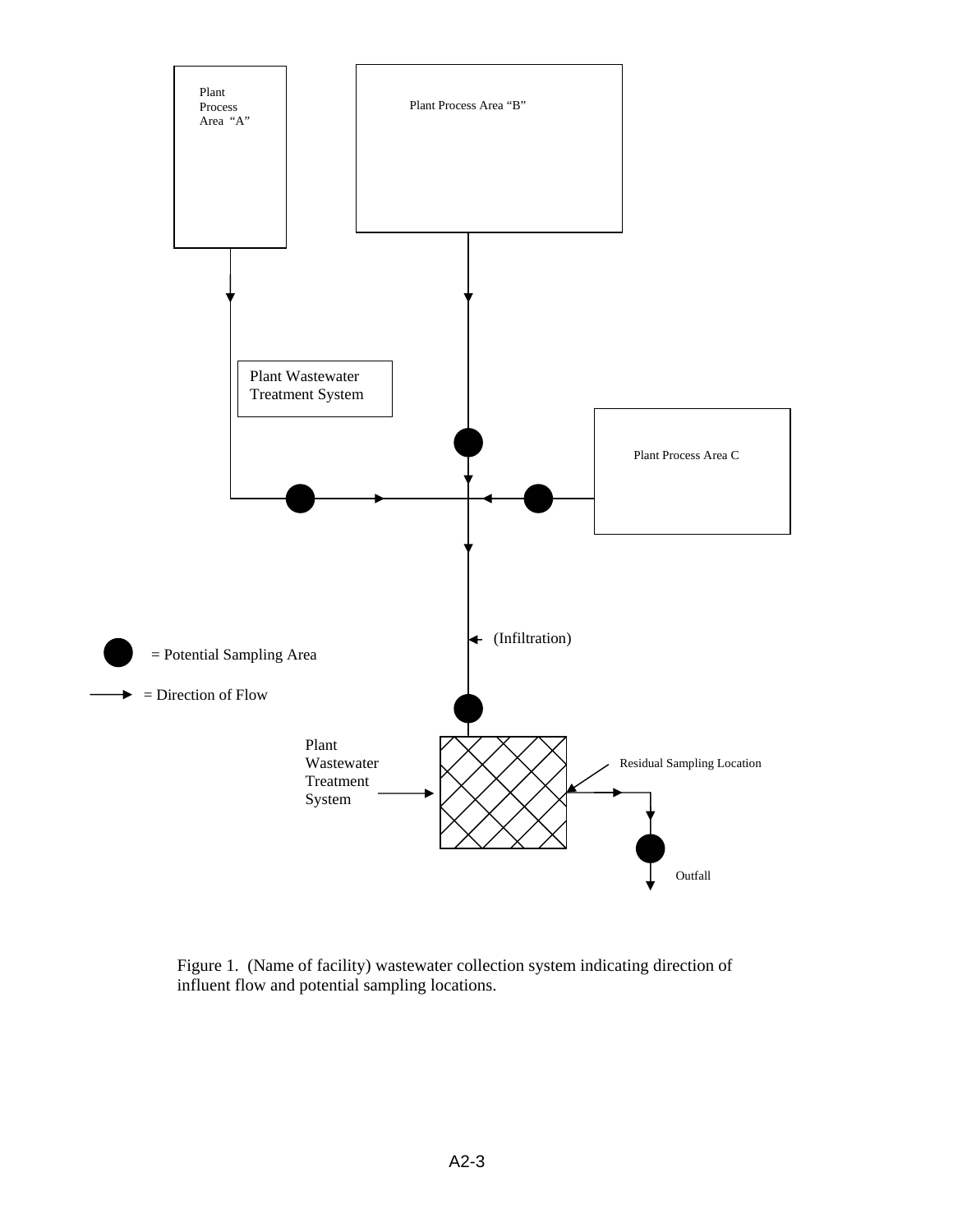Plant Process Area "A"

Plant Process Area "B"

Plant Wastewater Treatment System

Plant Process Area C

(Infiltration)

= Potential Sampling Area

= Direction of Flow

Plant Wastewater Treatment System

Residual Sampling Location

Outfall

Figure 1. (Name of facility) wastewater collection system indicating direction of influent flow and potential sampling locations.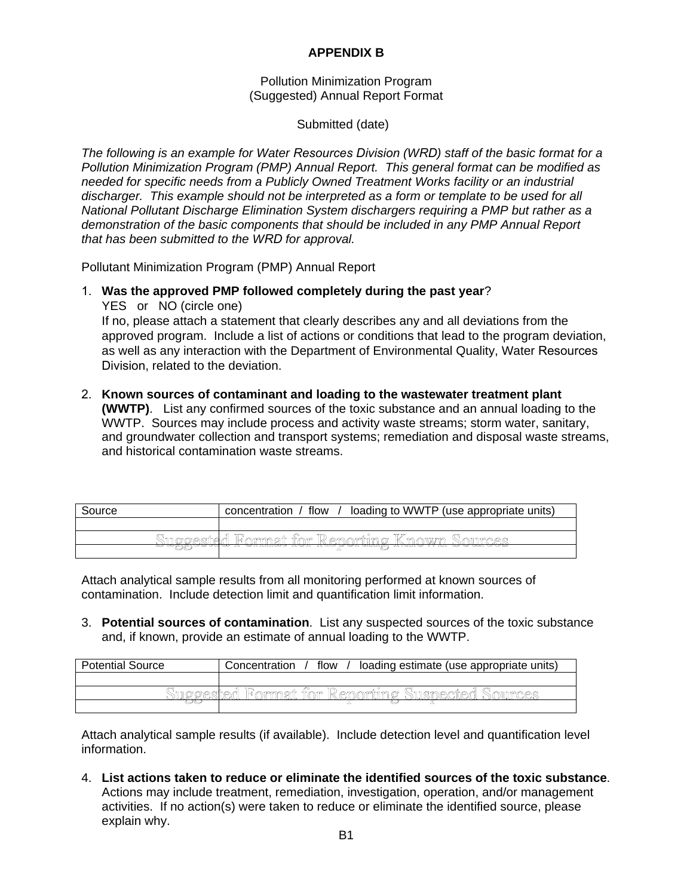# APPENDIX B

Pollution Minimization Program
(Suggested) Annual Report Format

Submitted (date)

*The following is an example for Water Resources Division (WRD) staff of the basic format for a Pollution Minimization Program (PMP) Annual Report. This general format can be modified as needed for specific needs from a Publicly Owned Treatment Works facility or an industrial discharger. This example should not be interpreted as a form or template to be used for all National Pollutant Discharge Elimination System dischargers requiring a PMP but rather as a demonstration of the basic components that should be included in any PMP Annual Report that has been submitted to the WRD for approval.*

Pollutant Minimization Program (PMP) Annual Report

1. **Was the approved PMP followed completely during the past year**?
   YES or NO (circle one)
   If no, please attach a statement that clearly describes any and all deviations from the approved program. Include a list of actions or conditions that lead to the program deviation, as well as any interaction with the Department of Environmental Quality, Water Resources Division, related to the deviation.

2. **Known sources of contaminant and loading to the wastewater treatment plant (WWTP)**. List any confirmed sources of the toxic substance and an annual loading to the WWTP. Sources may include process and activity waste streams; storm water, sanitary, and groundwater collection and transport systems; remediation and disposal waste streams, and historical contamination waste streams.

| Source | concentration / flow / loading to WWTP (use appropriate units) |
|---|---|
| | |
| | |
| | |

Suggested Format for Reporting Known Sources

Attach analytical sample results from all monitoring performed at known sources of contamination. Include detection limit and quantification limit information.

3. **Potential sources of contamination**. List any suspected sources of the toxic substance and, if known, provide an estimate of annual loading to the WWTP.

| Potential Source | Concentration / flow / loading estimate (use appropriate units) |
|---|---|
| | |
| | |
| | |

Suggested Format for Reporting Suspected Sources

Attach analytical sample results (if available). Include detection level and quantification level information.

4. **List actions taken to reduce or eliminate the identified sources of the toxic substance**. Actions may include treatment, remediation, investigation, operation, and/or management activities. If no action(s) were taken to reduce or eliminate the identified source, please explain why.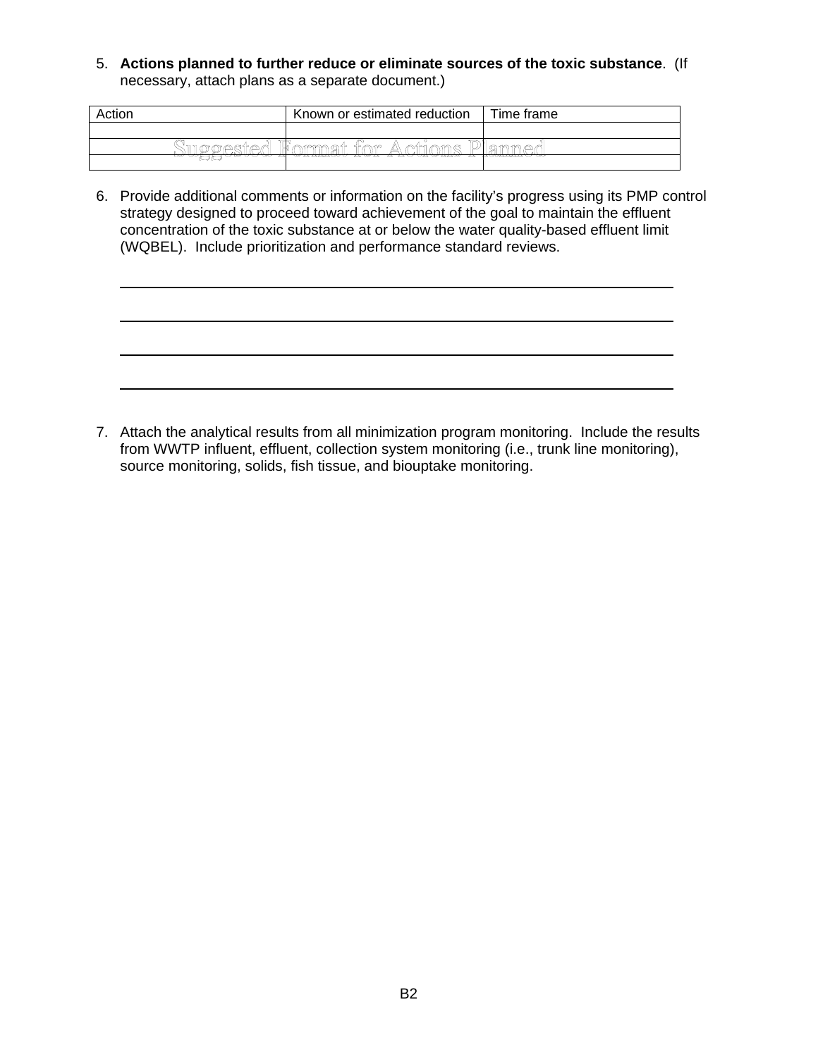5. **Actions planned to further reduce or eliminate sources of the toxic substance**. (If necessary, attach plans as a separate document.)

| Action | Known or estimated reduction | Time frame |
|---|---|---|
| | | |
| Suggested Format for Actions Planned | | |
| | | |

6. Provide additional comments or information on the facility's progress using its PMP control strategy designed to proceed toward achievement of the goal to maintain the effluent concentration of the toxic substance at or below the water quality-based effluent limit (WQBEL). Include prioritization and performance standard reviews.

______________________________________________________________________

______________________________________________________________________

______________________________________________________________________

______________________________________________________________________

7. Attach the analytical results from all minimization program monitoring. Include the results from WWTP influent, effluent, collection system monitoring (i.e., trunk line monitoring), source monitoring, solids, fish tissue, and biouptake monitoring.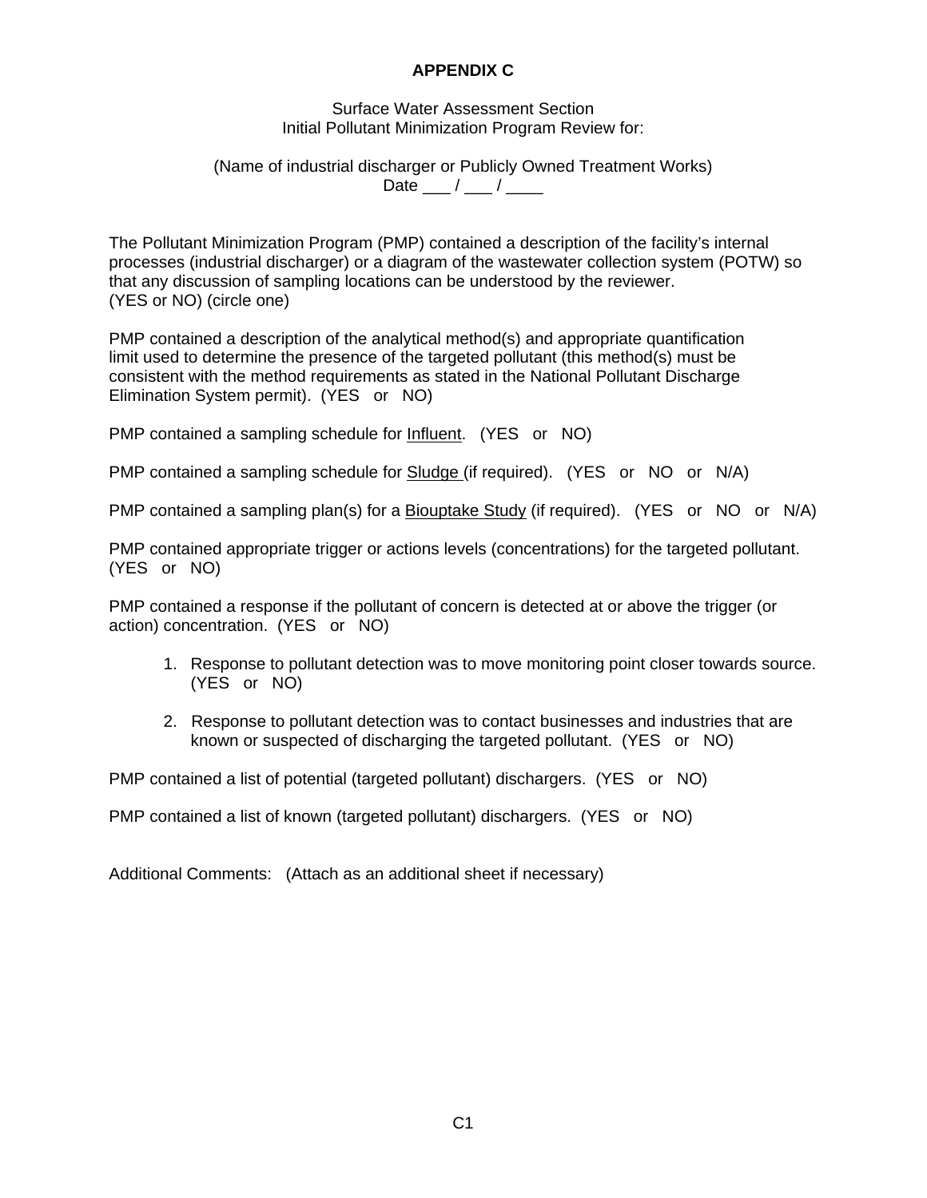# APPENDIX C

Surface Water Assessment Section
Initial Pollutant Minimization Program Review for:

(Name of industrial discharger or Publicly Owned Treatment Works)
Date ___ / ___ / ____

The Pollutant Minimization Program (PMP) contained a description of the facility's internal processes (industrial discharger) or a diagram of the wastewater collection system (POTW) so that any discussion of sampling locations can be understood by the reviewer.
(YES or NO) (circle one)

PMP contained a description of the analytical method(s) and appropriate quantification limit used to determine the presence of the targeted pollutant (this method(s) must be consistent with the method requirements as stated in the National Pollutant Discharge Elimination System permit). (YES or NO)

PMP contained a sampling schedule for <u>Influent</u>. (YES or NO)

PMP contained a sampling schedule for <u>Sludge</u> (if required). (YES or NO or N/A)

PMP contained a sampling plan(s) for a <u>Biouptake Study</u> (if required). (YES or NO or N/A)

PMP contained appropriate trigger or actions levels (concentrations) for the targeted pollutant. (YES or NO)

PMP contained a response if the pollutant of concern is detected at or above the trigger (or action) concentration. (YES or NO)

1. Response to pollutant detection was to move monitoring point closer towards source. (YES or NO)
2. Response to pollutant detection was to contact businesses and industries that are known or suspected of discharging the targeted pollutant. (YES or NO)

PMP contained a list of potential (targeted pollutant) dischargers. (YES or NO)

PMP contained a list of known (targeted pollutant) dischargers. (YES or NO)

Additional Comments: (Attach as an additional sheet if necessary)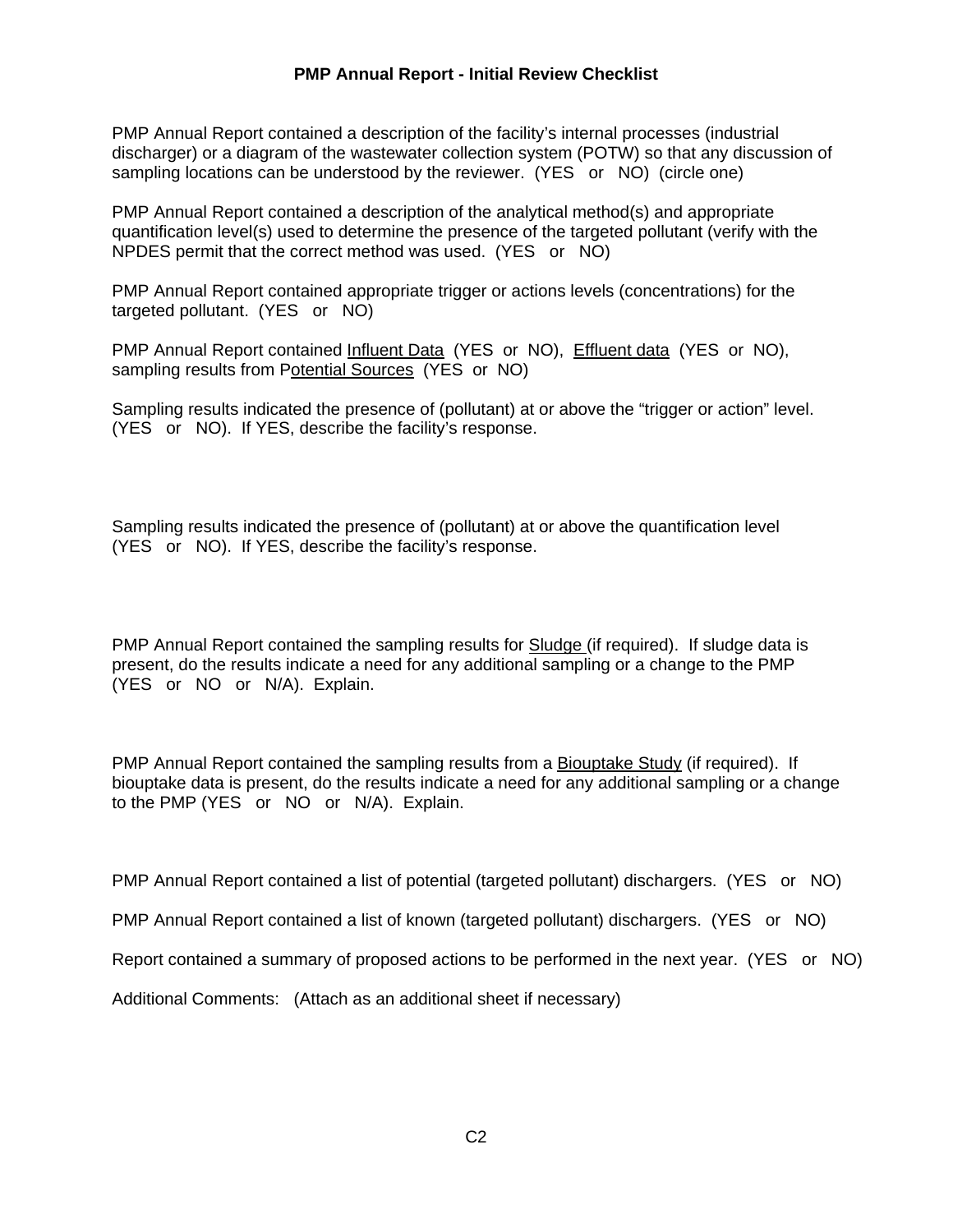# PMP Annual Report - Initial Review Checklist

PMP Annual Report contained a description of the facility's internal processes (industrial discharger) or a diagram of the wastewater collection system (POTW) so that any discussion of sampling locations can be understood by the reviewer. (YES or NO) (circle one)

PMP Annual Report contained a description of the analytical method(s) and appropriate quantification level(s) used to determine the presence of the targeted pollutant (verify with the NPDES permit that the correct method was used. (YES or NO)

PMP Annual Report contained appropriate trigger or actions levels (concentrations) for the targeted pollutant. (YES or NO)

PMP Annual Report contained Influent Data (YES or NO), Effluent data (YES or NO), sampling results from Potential Sources (YES or NO)

Sampling results indicated the presence of (pollutant) at or above the "trigger or action" level. (YES or NO). If YES, describe the facility's response.

Sampling results indicated the presence of (pollutant) at or above the quantification level (YES or NO). If YES, describe the facility's response.

PMP Annual Report contained the sampling results for Sludge (if required). If sludge data is present, do the results indicate a need for any additional sampling or a change to the PMP (YES or NO or N/A). Explain.

PMP Annual Report contained the sampling results from a Biouptake Study (if required). If biouptake data is present, do the results indicate a need for any additional sampling or a change to the PMP (YES or NO or N/A). Explain.

PMP Annual Report contained a list of potential (targeted pollutant) dischargers. (YES or NO)

PMP Annual Report contained a list of known (targeted pollutant) dischargers. (YES or NO)

Report contained a summary of proposed actions to be performed in the next year. (YES or NO)

Additional Comments: (Attach as an additional sheet if necessary)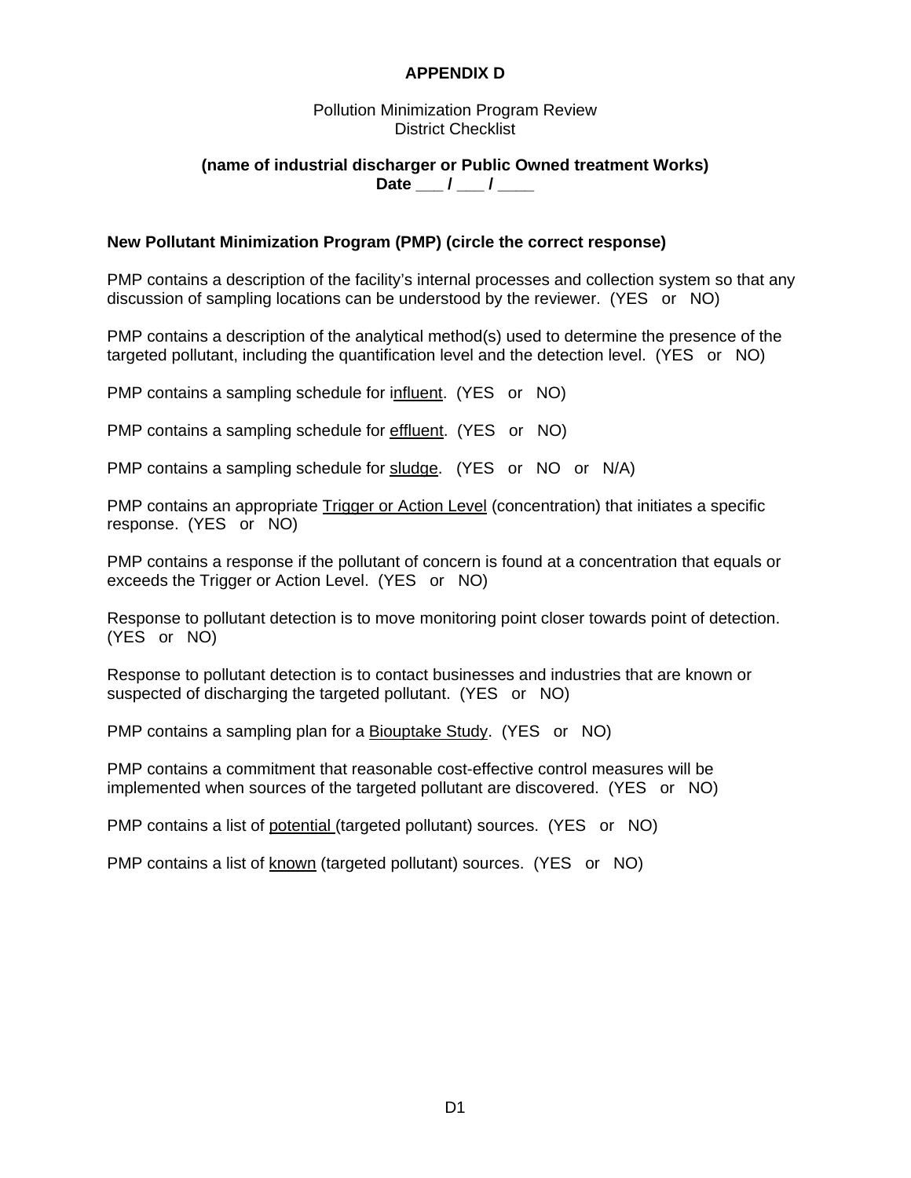**APPENDIX D**

Pollution Minimization Program Review
District Checklist

**(name of industrial discharger or Public Owned treatment Works)**
**Date ___ / ___ / ____**

**New Pollutant Minimization Program (PMP) (circle the correct response)**

PMP contains a description of the facility's internal processes and collection system so that any discussion of sampling locations can be understood by the reviewer. (YES or NO)

PMP contains a description of the analytical method(s) used to determine the presence of the targeted pollutant, including the quantification level and the detection level. (YES or NO)

PMP contains a sampling schedule for influent. (YES or NO)

PMP contains a sampling schedule for effluent. (YES or NO)

PMP contains a sampling schedule for sludge. (YES or NO or N/A)

PMP contains an appropriate Trigger or Action Level (concentration) that initiates a specific response. (YES or NO)

PMP contains a response if the pollutant of concern is found at a concentration that equals or exceeds the Trigger or Action Level. (YES or NO)

Response to pollutant detection is to move monitoring point closer towards point of detection. (YES or NO)

Response to pollutant detection is to contact businesses and industries that are known or suspected of discharging the targeted pollutant. (YES or NO)

PMP contains a sampling plan for a Biouptake Study. (YES or NO)

PMP contains a commitment that reasonable cost-effective control measures will be implemented when sources of the targeted pollutant are discovered. (YES or NO)

PMP contains a list of potential (targeted pollutant) sources. (YES or NO)

PMP contains a list of known (targeted pollutant) sources. (YES or NO)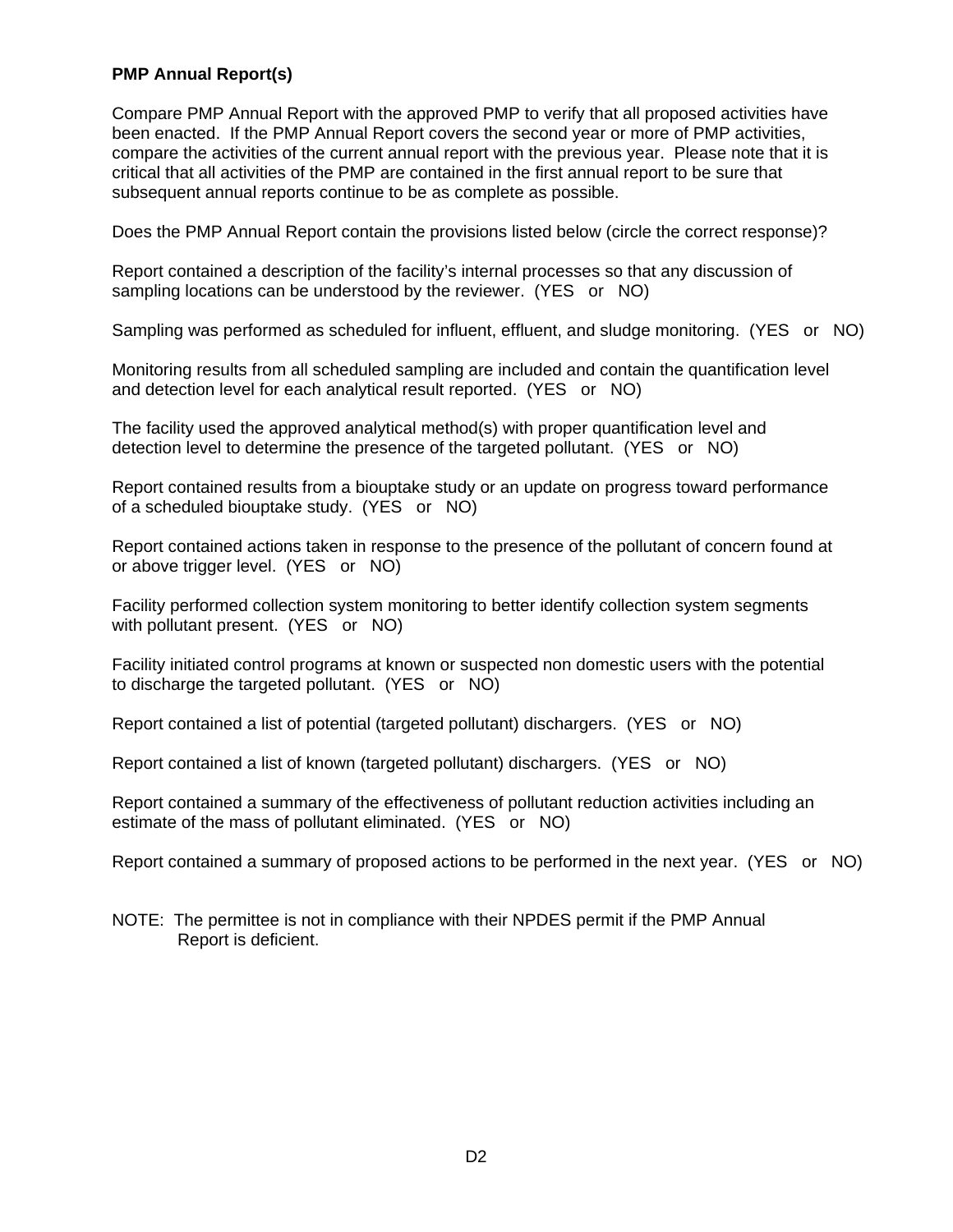**PMP Annual Report(s)**

Compare PMP Annual Report with the approved PMP to verify that all proposed activities have been enacted. If the PMP Annual Report covers the second year or more of PMP activities, compare the activities of the current annual report with the previous year. Please note that it is critical that all activities of the PMP are contained in the first annual report to be sure that subsequent annual reports continue to be as complete as possible.

Does the PMP Annual Report contain the provisions listed below (circle the correct response)?

Report contained a description of the facility's internal processes so that any discussion of sampling locations can be understood by the reviewer. (YES or NO)

Sampling was performed as scheduled for influent, effluent, and sludge monitoring. (YES or NO)

Monitoring results from all scheduled sampling are included and contain the quantification level and detection level for each analytical result reported. (YES or NO)

The facility used the approved analytical method(s) with proper quantification level and detection level to determine the presence of the targeted pollutant. (YES or NO)

Report contained results from a biouptake study or an update on progress toward performance of a scheduled biouptake study. (YES or NO)

Report contained actions taken in response to the presence of the pollutant of concern found at or above trigger level. (YES or NO)

Facility performed collection system monitoring to better identify collection system segments with pollutant present. (YES or NO)

Facility initiated control programs at known or suspected non domestic users with the potential to discharge the targeted pollutant. (YES or NO)

Report contained a list of potential (targeted pollutant) dischargers. (YES or NO)

Report contained a list of known (targeted pollutant) dischargers. (YES or NO)

Report contained a summary of the effectiveness of pollutant reduction activities including an estimate of the mass of pollutant eliminated. (YES or NO)

Report contained a summary of proposed actions to be performed in the next year. (YES or NO)

NOTE: The permittee is not in compliance with their NPDES permit if the PMP Annual Report is deficient.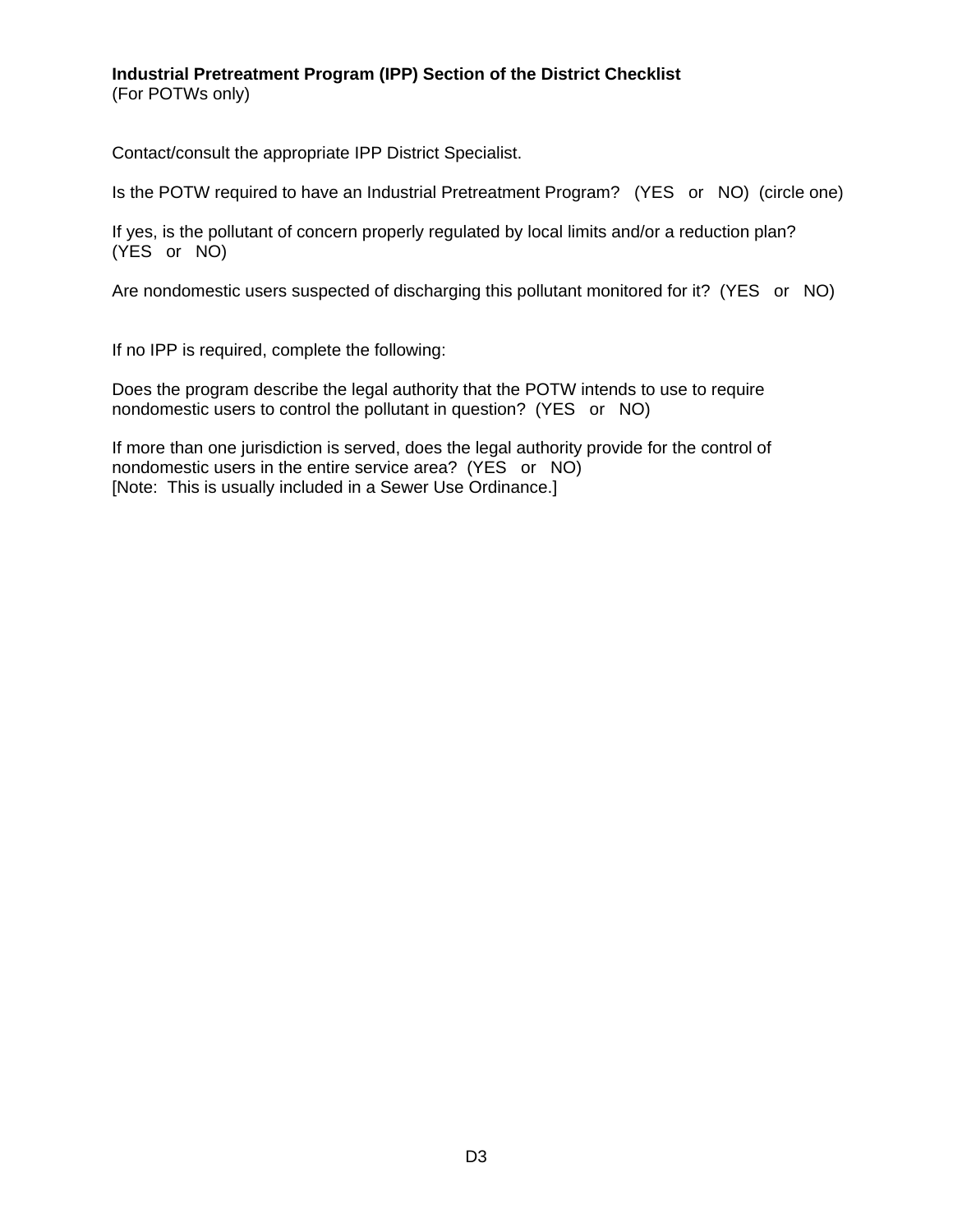**Industrial Pretreatment Program (IPP) Section of the District Checklist**
(For POTWs only)

Contact/consult the appropriate IPP District Specialist.

Is the POTW required to have an Industrial Pretreatment Program?   (YES   or   NO)  (circle one)

If yes, is the pollutant of concern properly regulated by local limits and/or a reduction plan?
(YES   or   NO)

Are nondomestic users suspected of discharging this pollutant monitored for it?  (YES   or   NO)

If no IPP is required, complete the following:

Does the program describe the legal authority that the POTW intends to use to require nondomestic users to control the pollutant in question?  (YES   or   NO)

If more than one jurisdiction is served, does the legal authority provide for the control of nondomestic users in the entire service area?  (YES   or   NO)
[Note:  This is usually included in a Sewer Use Ordinance.]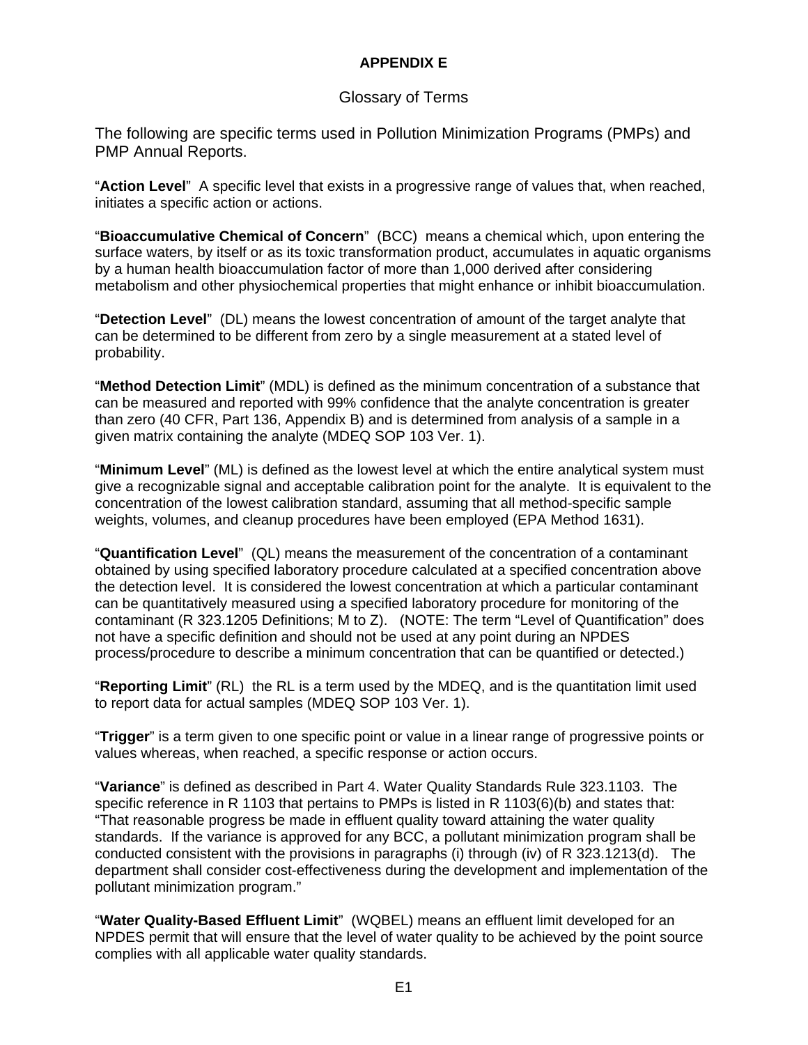# APPENDIX E

## Glossary of Terms

The following are specific terms used in Pollution Minimization Programs (PMPs) and PMP Annual Reports.

"**Action Level**" A specific level that exists in a progressive range of values that, when reached, initiates a specific action or actions.

"**Bioaccumulative Chemical of Concern**" (BCC) means a chemical which, upon entering the surface waters, by itself or as its toxic transformation product, accumulates in aquatic organisms by a human health bioaccumulation factor of more than 1,000 derived after considering metabolism and other physiochemical properties that might enhance or inhibit bioaccumulation.

"**Detection Level**" (DL) means the lowest concentration of amount of the target analyte that can be determined to be different from zero by a single measurement at a stated level of probability.

"**Method Detection Limit**" (MDL) is defined as the minimum concentration of a substance that can be measured and reported with 99% confidence that the analyte concentration is greater than zero (40 CFR, Part 136, Appendix B) and is determined from analysis of a sample in a given matrix containing the analyte (MDEQ SOP 103 Ver. 1).

"**Minimum Level**" (ML) is defined as the lowest level at which the entire analytical system must give a recognizable signal and acceptable calibration point for the analyte. It is equivalent to the concentration of the lowest calibration standard, assuming that all method-specific sample weights, volumes, and cleanup procedures have been employed (EPA Method 1631).

"**Quantification Level**" (QL) means the measurement of the concentration of a contaminant obtained by using specified laboratory procedure calculated at a specified concentration above the detection level. It is considered the lowest concentration at which a particular contaminant can be quantitatively measured using a specified laboratory procedure for monitoring of the contaminant (R 323.1205 Definitions; M to Z). (NOTE: The term "Level of Quantification" does not have a specific definition and should not be used at any point during an NPDES process/procedure to describe a minimum concentration that can be quantified or detected.)

"**Reporting Limit**" (RL) the RL is a term used by the MDEQ, and is the quantitation limit used to report data for actual samples (MDEQ SOP 103 Ver. 1).

"**Trigger**" is a term given to one specific point or value in a linear range of progressive points or values whereas, when reached, a specific response or action occurs.

"**Variance**" is defined as described in Part 4. Water Quality Standards Rule 323.1103. The specific reference in R 1103 that pertains to PMPs is listed in R 1103(6)(b) and states that: "That reasonable progress be made in effluent quality toward attaining the water quality standards. If the variance is approved for any BCC, a pollutant minimization program shall be conducted consistent with the provisions in paragraphs (i) through (iv) of R 323.1213(d). The department shall consider cost-effectiveness during the development and implementation of the pollutant minimization program."

"**Water Quality-Based Effluent Limit**" (WQBEL) means an effluent limit developed for an NPDES permit that will ensure that the level of water quality to be achieved by the point source complies with all applicable water quality standards.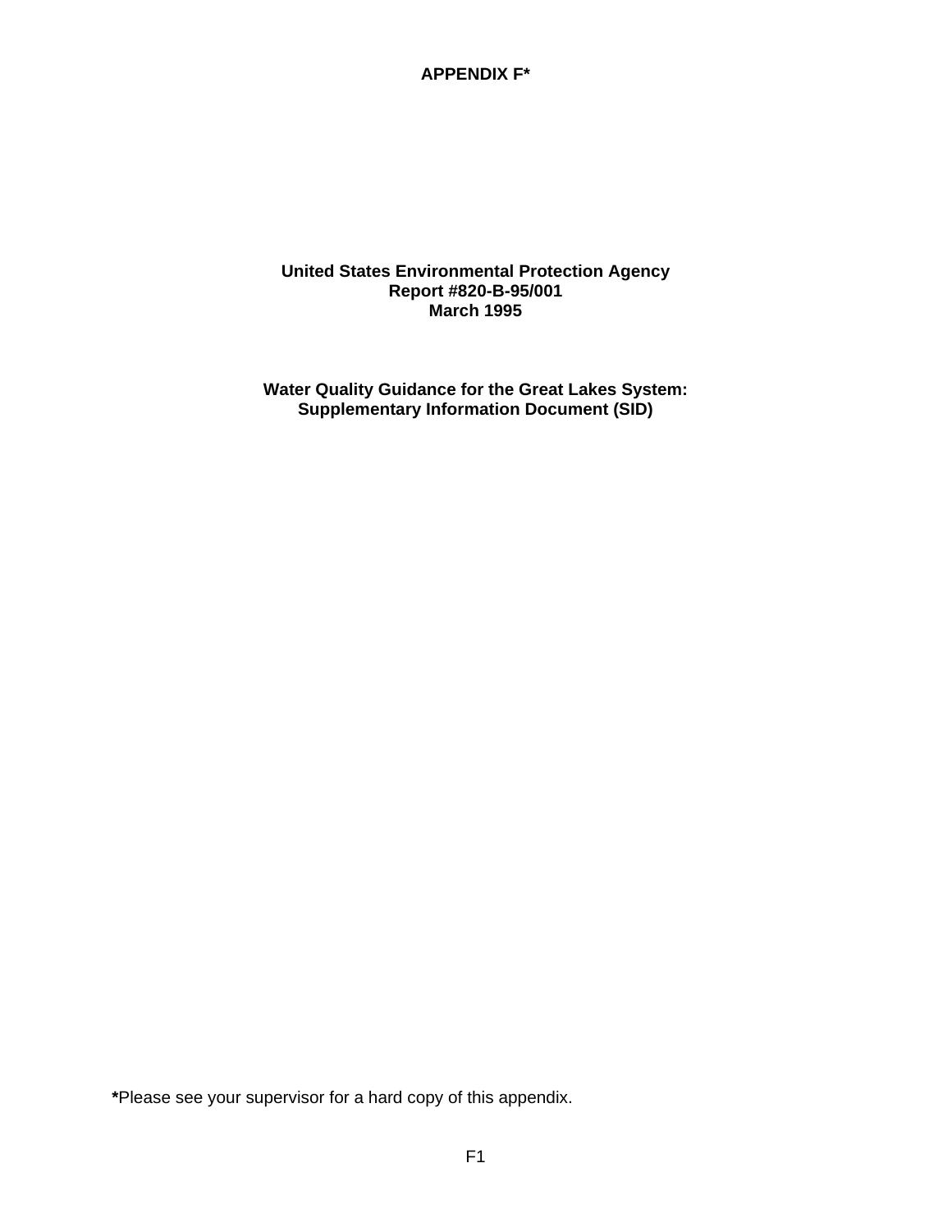# APPENDIX F*

**United States Environmental Protection Agency**
**Report #820-B-95/001**
**March 1995**

**Water Quality Guidance for the Great Lakes System:**
**Supplementary Information Document (SID)**

**\***Please see your supervisor for a hard copy of this appendix.